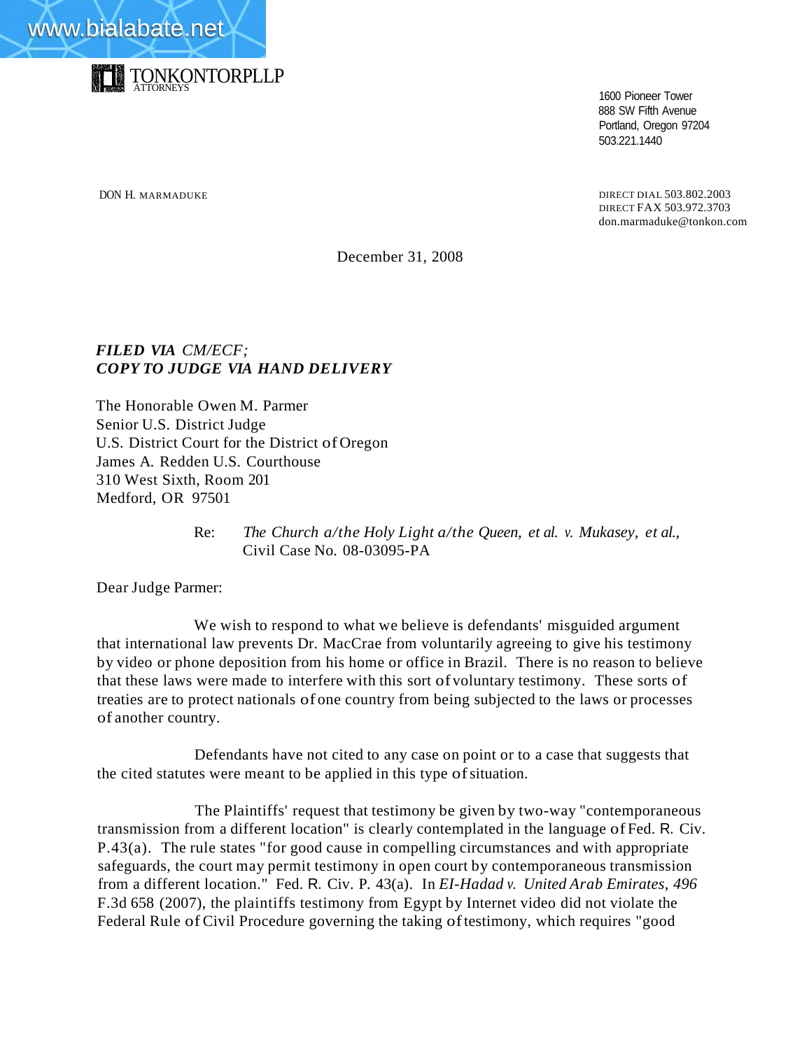TONKONTORPLLP
ATTORNEYS

1600 Pioneer Tower
888 SW Fifth Avenue
Portland, Oregon 97204
503.221.1440

DON H. MARMADUKE

DIRECT DIAL 503.802.2003
DIRECT FAX 503.972.3703
don.marmaduke@tonkon.com

December 31, 2008

***FILED VIA** CM/ECF;*
***COPY TO JUDGE VIA HAND DELIVERY***

The Honorable Owen M. Parmer
Senior U.S. District Judge
U.S. District Court for the District of Oregon
James A. Redden U.S. Courthouse
310 West Sixth, Room 201
Medford, OR 97501

Re: *The Church a/the Holy Light a/the Queen, et al. v. Mukasey, et al.*, Civil Case No. 08-03095-PA

Dear Judge Parmer:

We wish to respond to what we believe is defendants' misguided argument that international law prevents Dr. MacCrae from voluntarily agreeing to give his testimony by video or phone deposition from his home or office in Brazil. There is no reason to believe that these laws were made to interfere with this sort of voluntary testimony. These sorts of treaties are to protect nationals of one country from being subjected to the laws or processes of another country.

Defendants have not cited to any case on point or to a case that suggests that the cited statutes were meant to be applied in this type of situation.

The Plaintiffs' request that testimony be given by two-way "contemporaneous transmission from a different location" is clearly contemplated in the language of Fed. R. Civ. P.43(a). The rule states "for good cause in compelling circumstances and with appropriate safeguards, the court may permit testimony in open court by contemporaneous transmission from a different location." Fed. R. Civ. P. 43(a). In *EI-Hadad v. United Arab Emirates, 496* F.3d 658 (2007), the plaintiffs testimony from Egypt by Internet video did not violate the Federal Rule of Civil Procedure governing the taking of testimony, which requires "good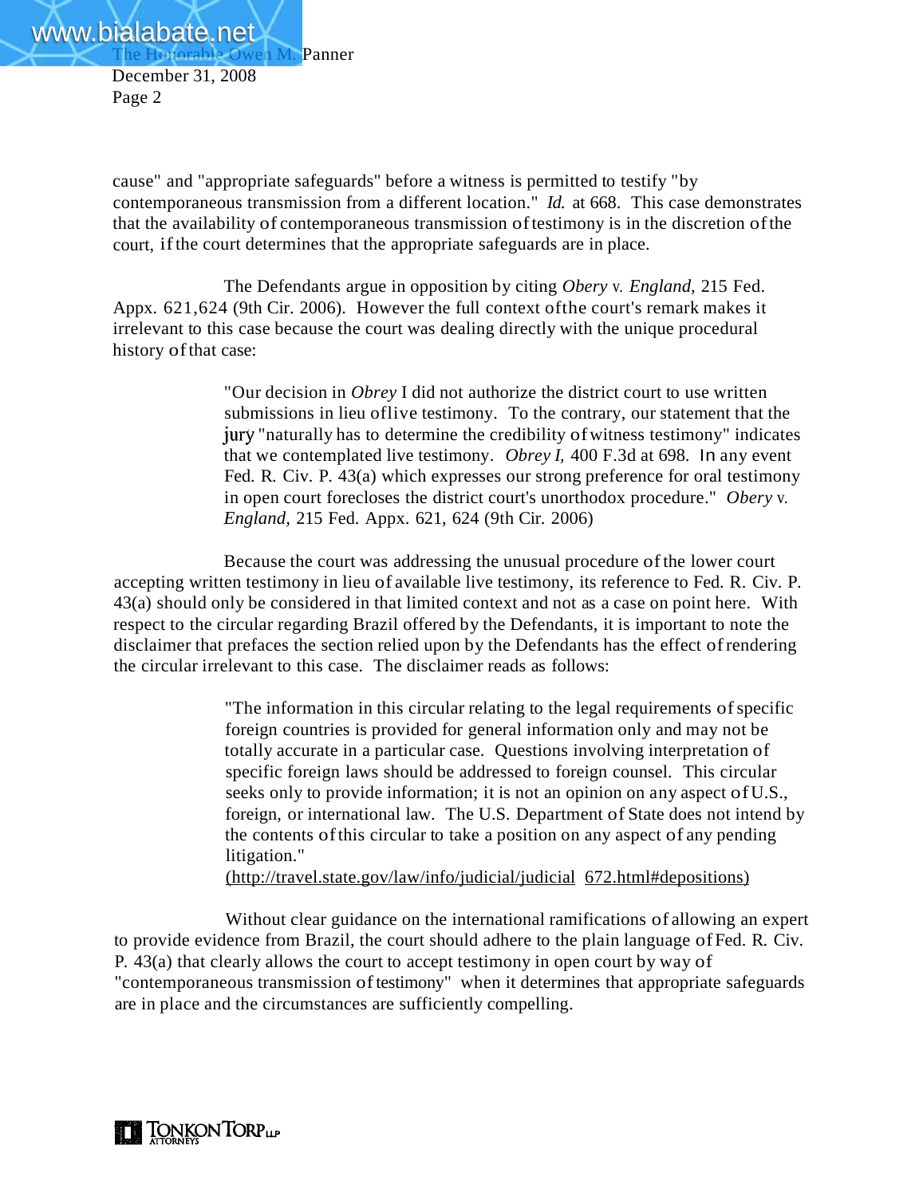cause" and "appropriate safeguards" before a witness is permitted to testify "by contemporaneous transmission from a different location." *Id.* at 668. This case demonstrates that the availability of contemporaneous transmission of testimony is in the discretion of the court, if the court determines that the appropriate safeguards are in place.

The Defendants argue in opposition by citing *Obery* v. *England*, 215 Fed. Appx. 621,624 (9th Cir. 2006). However the full context of the court's remark makes it irrelevant to this case because the court was dealing directly with the unique procedural history of that case:

> "Our decision in *Obrey* I did not authorize the district court to use written submissions in lieu of live testimony. To the contrary, our statement that the jury "naturally has to determine the credibility of witness testimony" indicates that we contemplated live testimony. *Obrey I,* 400 F.3d at 698. In any event Fed. R. Civ. P. 43(a) which expresses our strong preference for oral testimony in open court forecloses the district court's unorthodox procedure." *Obery* v. *England*, 215 Fed. Appx. 621, 624 (9th Cir. 2006)

Because the court was addressing the unusual procedure of the lower court accepting written testimony in lieu of available live testimony, its reference to Fed. R. Civ. P. 43(a) should only be considered in that limited context and not as a case on point here. With respect to the circular regarding Brazil offered by the Defendants, it is important to note the disclaimer that prefaces the section relied upon by the Defendants has the effect of rendering the circular irrelevant to this case. The disclaimer reads as follows:

> "The information in this circular relating to the legal requirements of specific foreign countries is provided for general information only and may not be totally accurate in a particular case. Questions involving interpretation of specific foreign laws should be addressed to foreign counsel. This circular seeks only to provide information; it is not an opinion on any aspect of U.S., foreign, or international law. The U.S. Department of State does not intend by the contents of this circular to take a position on any aspect of any pending litigation."
> (http://travel.state.gov/law/info/judicial/judicial 672.html#depositions)

Without clear guidance on the international ramifications of allowing an expert to provide evidence from Brazil, the court should adhere to the plain language of Fed. R. Civ. P. 43(a) that clearly allows the court to accept testimony in open court by way of "contemporaneous transmission of testimony" when it determines that appropriate safeguards are in place and the circumstances are sufficiently compelling.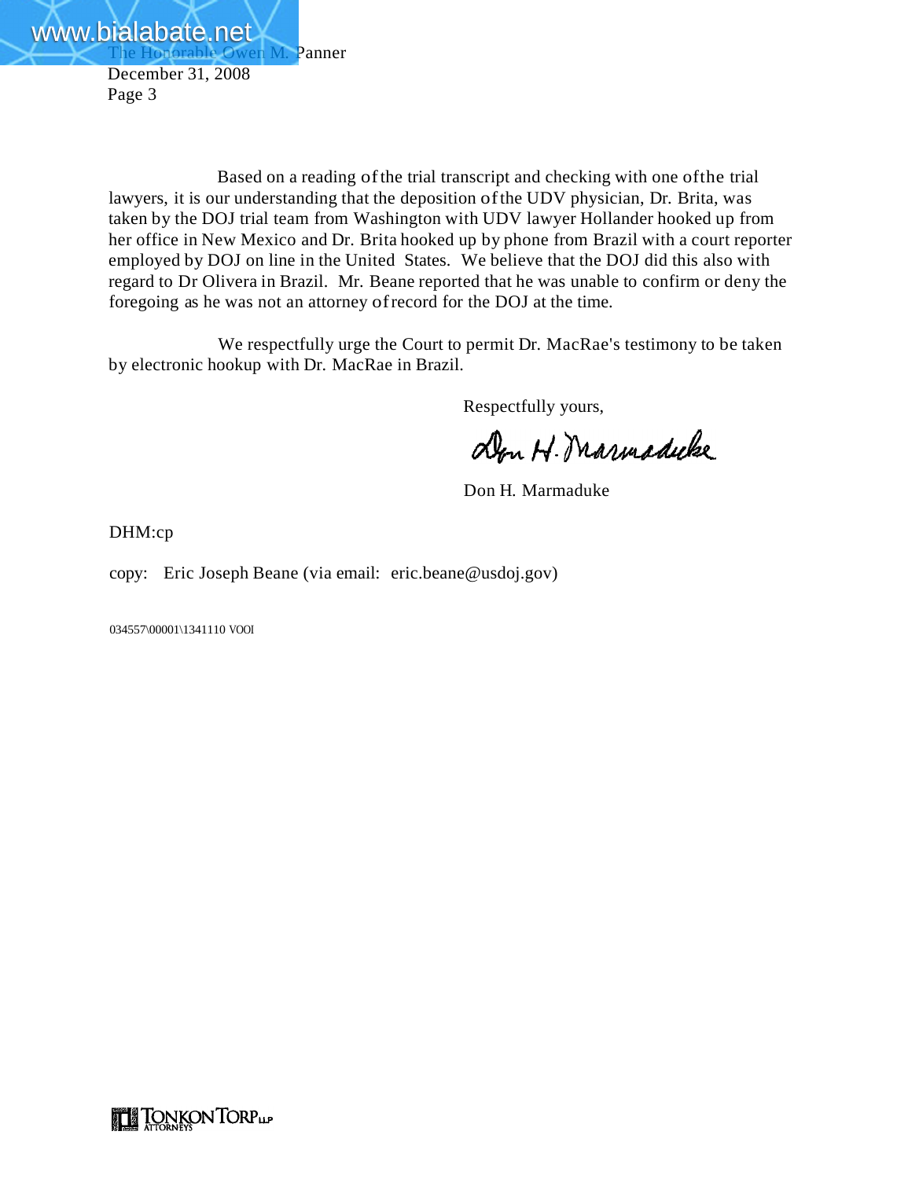Based on a reading of the trial transcript and checking with one of the trial lawyers, it is our understanding that the deposition of the UDV physician, Dr. Brita, was taken by the DOJ trial team from Washington with UDV lawyer Hollander hooked up from her office in New Mexico and Dr. Brita hooked up by phone from Brazil with a court reporter employed by DOJ on line in the United States. We believe that the DOJ did this also with regard to Dr Olivera in Brazil. Mr. Beane reported that he was unable to confirm or deny the foregoing as he was not an attorney of record for the DOJ at the time.

We respectfully urge the Court to permit Dr. MacRae's testimony to be taken by electronic hookup with Dr. MacRae in Brazil.

Respectfully yours,

Don H. Marmaduke

Don H. Marmaduke

DHM:cp

copy: Eric Joseph Beane (via email: eric.beane@usdoj.gov)

034557\00001\1341110 VOOI

TONKON TORP LLP
ATTORNEYS